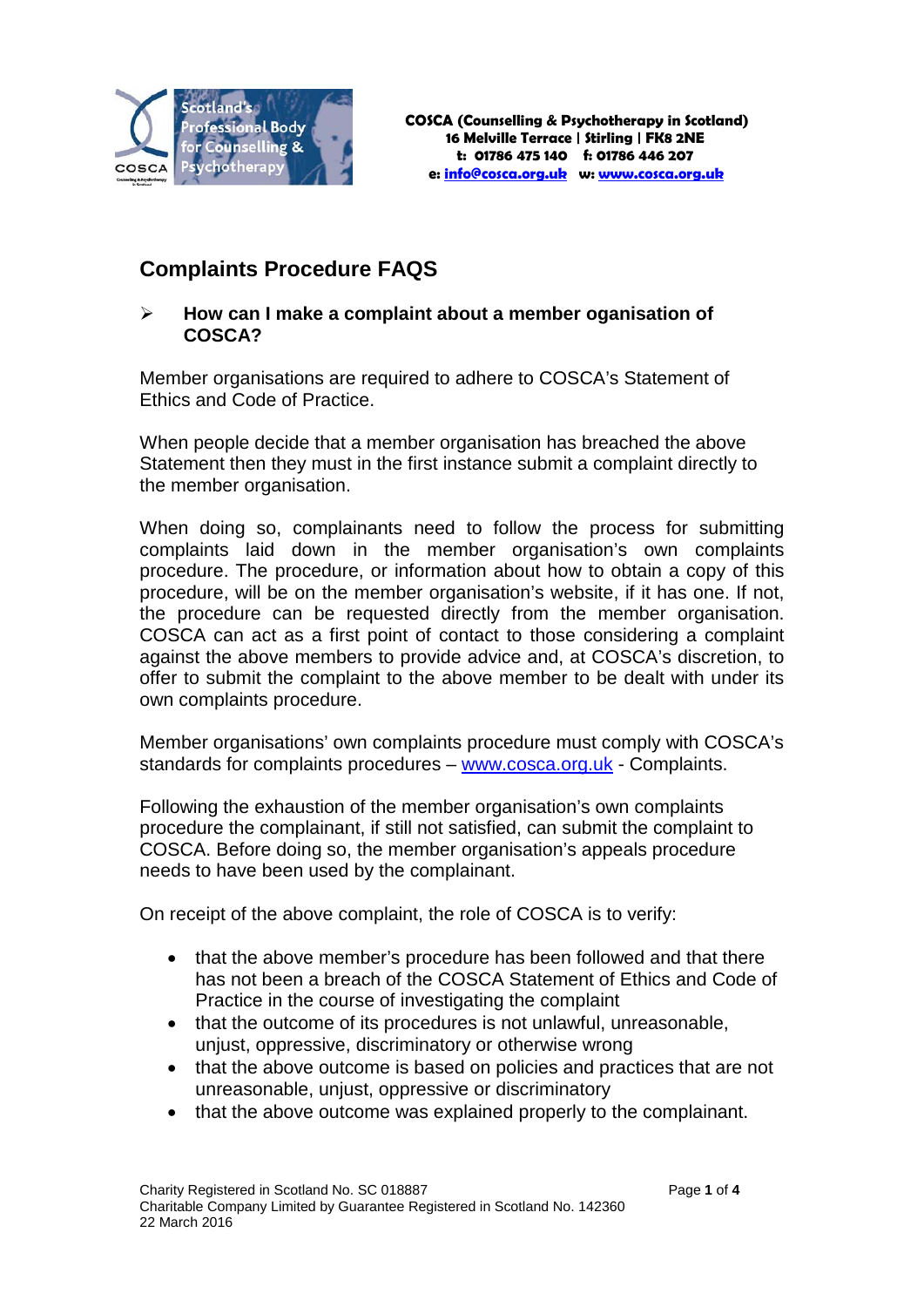COSCA (Counselling & Psychotherapy in Scotland)
16 Melville Terrace | Stirling | FK8 2NE
t: 01786 475 140 f: 01786 446 207
e: info@cosca.org.uk w: www.cosca.org.uk

# Complaints Procedure FAQS

- **How can I make a complaint about a member oganisation of COSCA?**

Member organisations are required to adhere to COSCA's Statement of Ethics and Code of Practice.

When people decide that a member organisation has breached the above Statement then they must in the first instance submit a complaint directly to the member organisation.

When doing so, complainants need to follow the process for submitting complaints laid down in the member organisation's own complaints procedure. The procedure, or information about how to obtain a copy of this procedure, will be on the member organisation's website, if it has one. If not, the procedure can be requested directly from the member organisation. COSCA can act as a first point of contact to those considering a complaint against the above members to provide advice and, at COSCA's discretion, to offer to submit the complaint to the above member to be dealt with under its own complaints procedure.

Member organisations' own complaints procedure must comply with COSCA's standards for complaints procedures – www.cosca.org.uk - Complaints.

Following the exhaustion of the member organisation's own complaints procedure the complainant, if still not satisfied, can submit the complaint to COSCA. Before doing so, the member organisation's appeals procedure needs to have been used by the complainant.

On receipt of the above complaint, the role of COSCA is to verify:

- that the above member's procedure has been followed and that there has not been a breach of the COSCA Statement of Ethics and Code of Practice in the course of investigating the complaint
- that the outcome of its procedures is not unlawful, unreasonable, unjust, oppressive, discriminatory or otherwise wrong
- that the above outcome is based on policies and practices that are not unreasonable, unjust, oppressive or discriminatory
- that the above outcome was explained properly to the complainant.

Charity Registered in Scotland No. SC 018887
Charitable Company Limited by Guarantee Registered in Scotland No. 142360
22 March 2016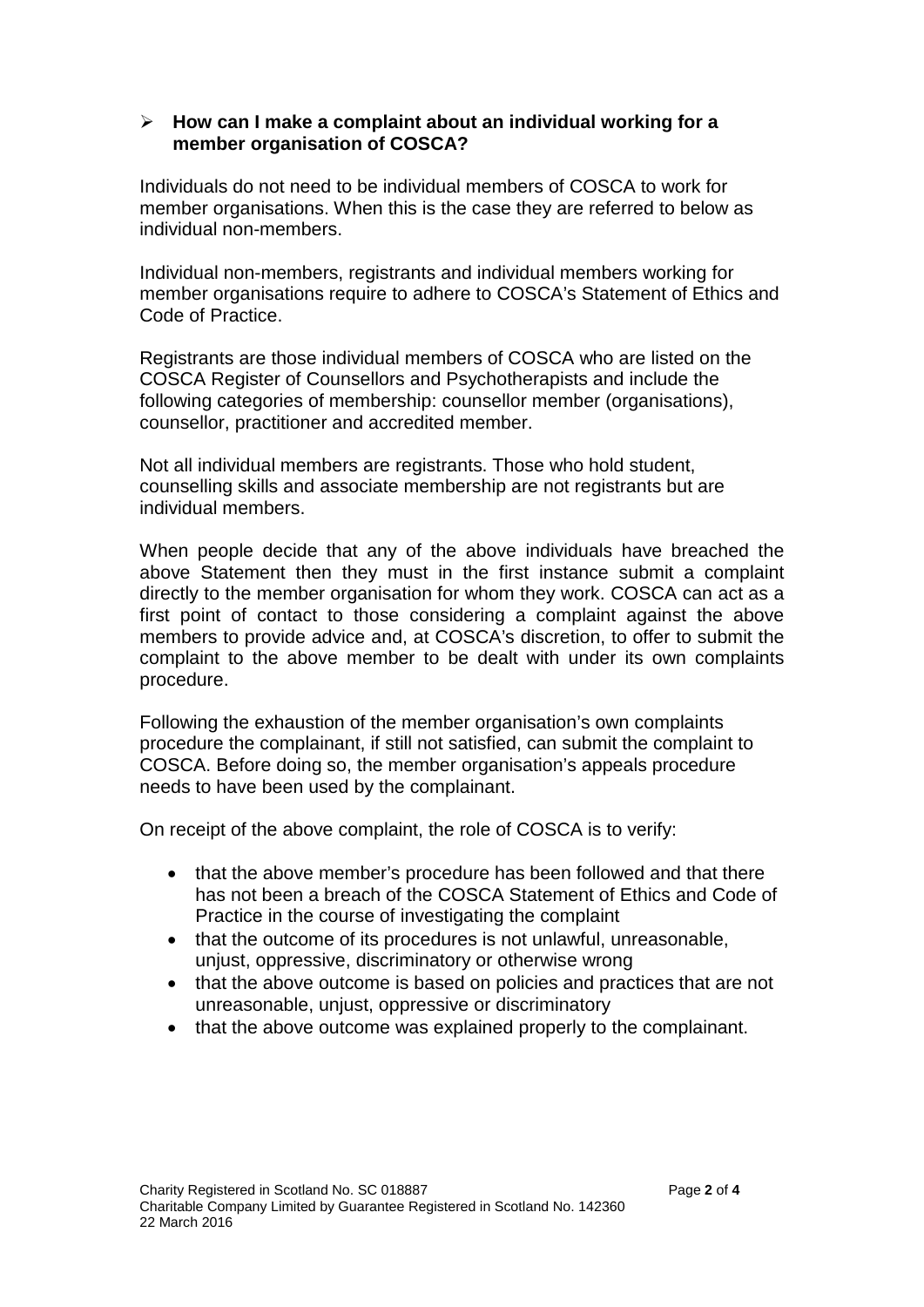- **How can I make a complaint about an individual working for a member organisation of COSCA?**

Individuals do not need to be individual members of COSCA to work for member organisations. When this is the case they are referred to below as individual non-members.

Individual non-members, registrants and individual members working for member organisations require to adhere to COSCA's Statement of Ethics and Code of Practice.

Registrants are those individual members of COSCA who are listed on the COSCA Register of Counsellors and Psychotherapists and include the following categories of membership: counsellor member (organisations), counsellor, practitioner and accredited member.

Not all individual members are registrants. Those who hold student, counselling skills and associate membership are not registrants but are individual members.

When people decide that any of the above individuals have breached the above Statement then they must in the first instance submit a complaint directly to the member organisation for whom they work. COSCA can act as a first point of contact to those considering a complaint against the above members to provide advice and, at COSCA's discretion, to offer to submit the complaint to the above member to be dealt with under its own complaints procedure.

Following the exhaustion of the member organisation's own complaints procedure the complainant, if still not satisfied, can submit the complaint to COSCA. Before doing so, the member organisation's appeals procedure needs to have been used by the complainant.

On receipt of the above complaint, the role of COSCA is to verify:

- that the above member's procedure has been followed and that there has not been a breach of the COSCA Statement of Ethics and Code of Practice in the course of investigating the complaint
- that the outcome of its procedures is not unlawful, unreasonable, unjust, oppressive, discriminatory or otherwise wrong
- that the above outcome is based on policies and practices that are not unreasonable, unjust, oppressive or discriminatory
- that the above outcome was explained properly to the complainant.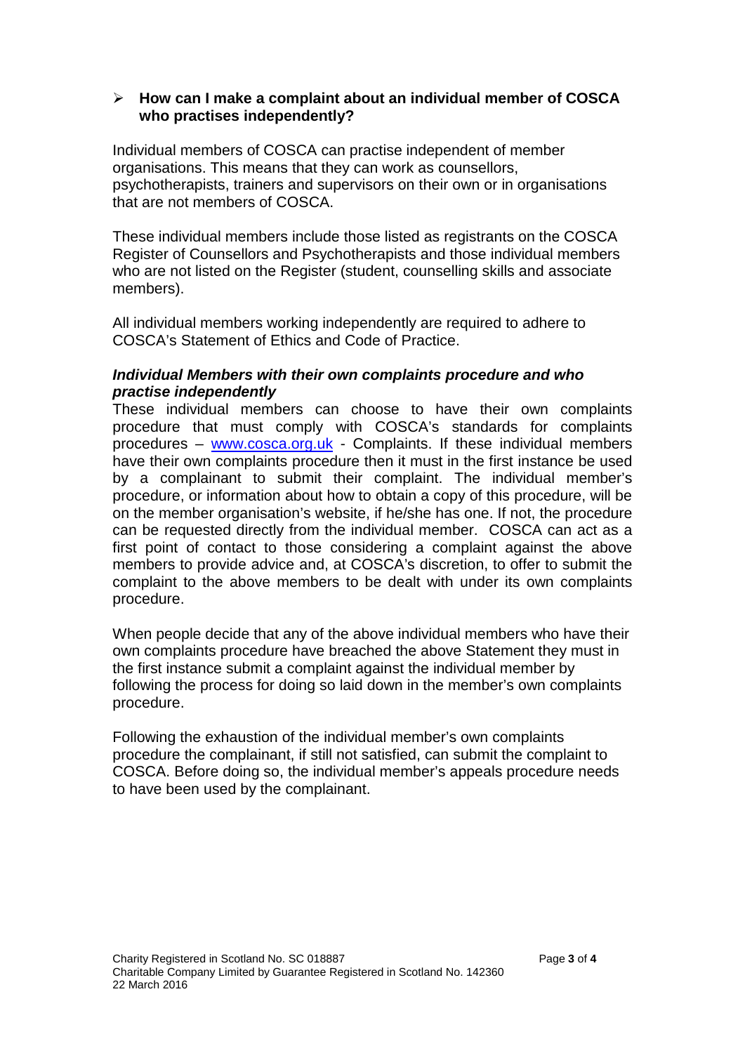- **How can I make a complaint about an individual member of COSCA who practises independently?**

Individual members of COSCA can practise independent of member organisations. This means that they can work as counsellors, psychotherapists, trainers and supervisors on their own or in organisations that are not members of COSCA.

These individual members include those listed as registrants on the COSCA Register of Counsellors and Psychotherapists and those individual members who are not listed on the Register (student, counselling skills and associate members).

All individual members working independently are required to adhere to COSCA's Statement of Ethics and Code of Practice.

***Individual Members with their own complaints procedure and who practise independently***

These individual members can choose to have their own complaints procedure that must comply with COSCA's standards for complaints procedures – [www.cosca.org.uk](http://www.cosca.org.uk) - Complaints. If these individual members have their own complaints procedure then it must in the first instance be used by a complainant to submit their complaint. The individual member's procedure, or information about how to obtain a copy of this procedure, will be on the member organisation's website, if he/she has one. If not, the procedure can be requested directly from the individual member. COSCA can act as a first point of contact to those considering a complaint against the above members to provide advice and, at COSCA's discretion, to offer to submit the complaint to the above members to be dealt with under its own complaints procedure.

When people decide that any of the above individual members who have their own complaints procedure have breached the above Statement they must in the first instance submit a complaint against the individual member by following the process for doing so laid down in the member's own complaints procedure.

Following the exhaustion of the individual member's own complaints procedure the complainant, if still not satisfied, can submit the complaint to COSCA. Before doing so, the individual member's appeals procedure needs to have been used by the complainant.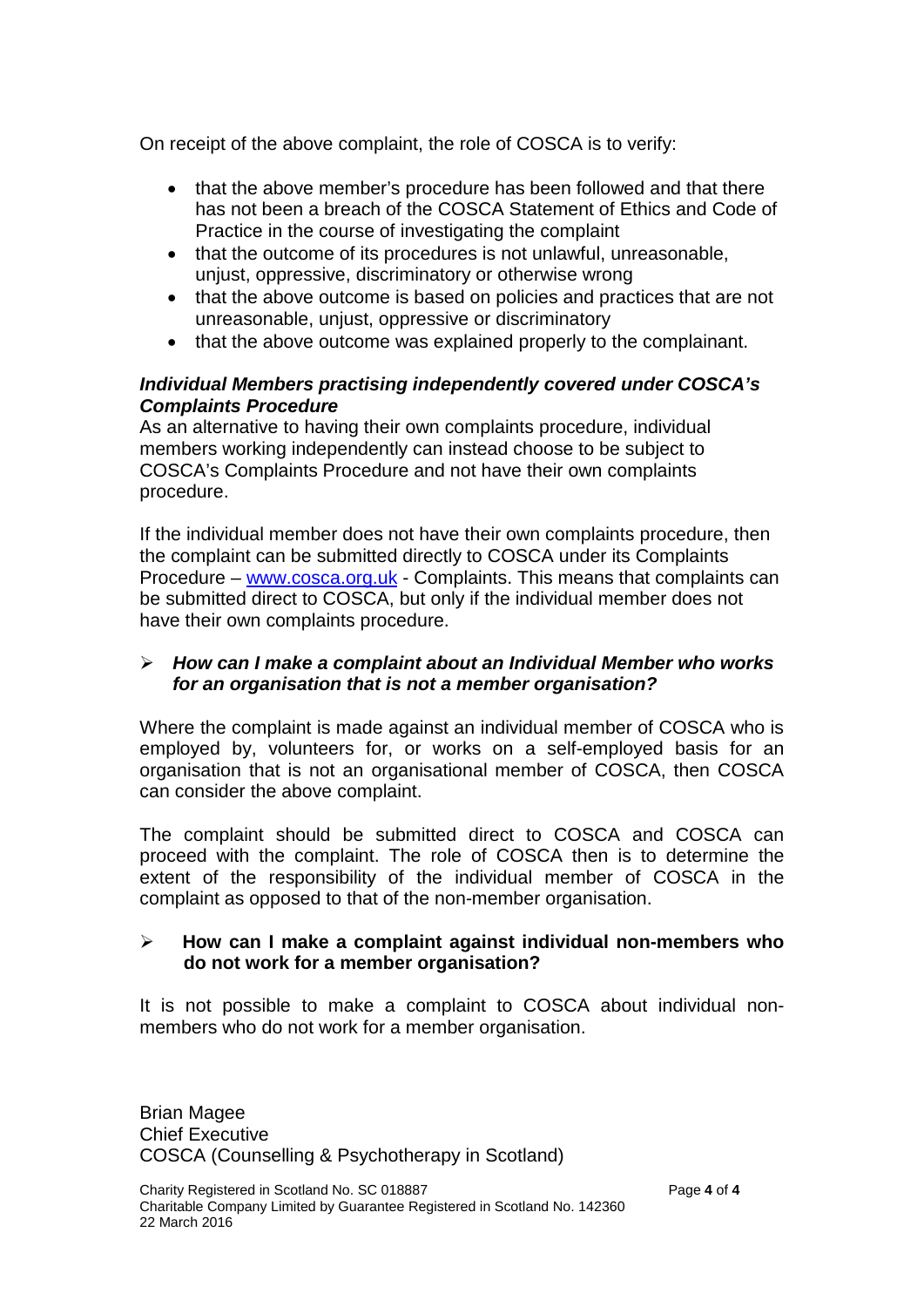On receipt of the above complaint, the role of COSCA is to verify:

- that the above member's procedure has been followed and that there has not been a breach of the COSCA Statement of Ethics and Code of Practice in the course of investigating the complaint
- that the outcome of its procedures is not unlawful, unreasonable, unjust, oppressive, discriminatory or otherwise wrong
- that the above outcome is based on policies and practices that are not unreasonable, unjust, oppressive or discriminatory
- that the above outcome was explained properly to the complainant.

***Individual Members practising independently covered under COSCA's Complaints Procedure***

As an alternative to having their own complaints procedure, individual members working independently can instead choose to be subject to COSCA's Complaints Procedure and not have their own complaints procedure.

If the individual member does not have their own complaints procedure, then the complaint can be submitted directly to COSCA under its Complaints Procedure – [www.cosca.org.uk](http://www.cosca.org.uk) - Complaints. This means that complaints can be submitted direct to COSCA, but only if the individual member does not have their own complaints procedure.

- ***How can I make a complaint about an Individual Member who works for an organisation that is not a member organisation?***

Where the complaint is made against an individual member of COSCA who is employed by, volunteers for, or works on a self-employed basis for an organisation that is not an organisational member of COSCA, then COSCA can consider the above complaint.

The complaint should be submitted direct to COSCA and COSCA can proceed with the complaint. The role of COSCA then is to determine the extent of the responsibility of the individual member of COSCA in the complaint as opposed to that of the non-member organisation.

- **How can I make a complaint against individual non-members who do not work for a member organisation?**

It is not possible to make a complaint to COSCA about individual non-members who do not work for a member organisation.

Brian Magee
Chief Executive
COSCA (Counselling & Psychotherapy in Scotland)

Charity Registered in Scotland No. SC 018887
Charitable Company Limited by Guarantee Registered in Scotland No. 142360
22 March 2016